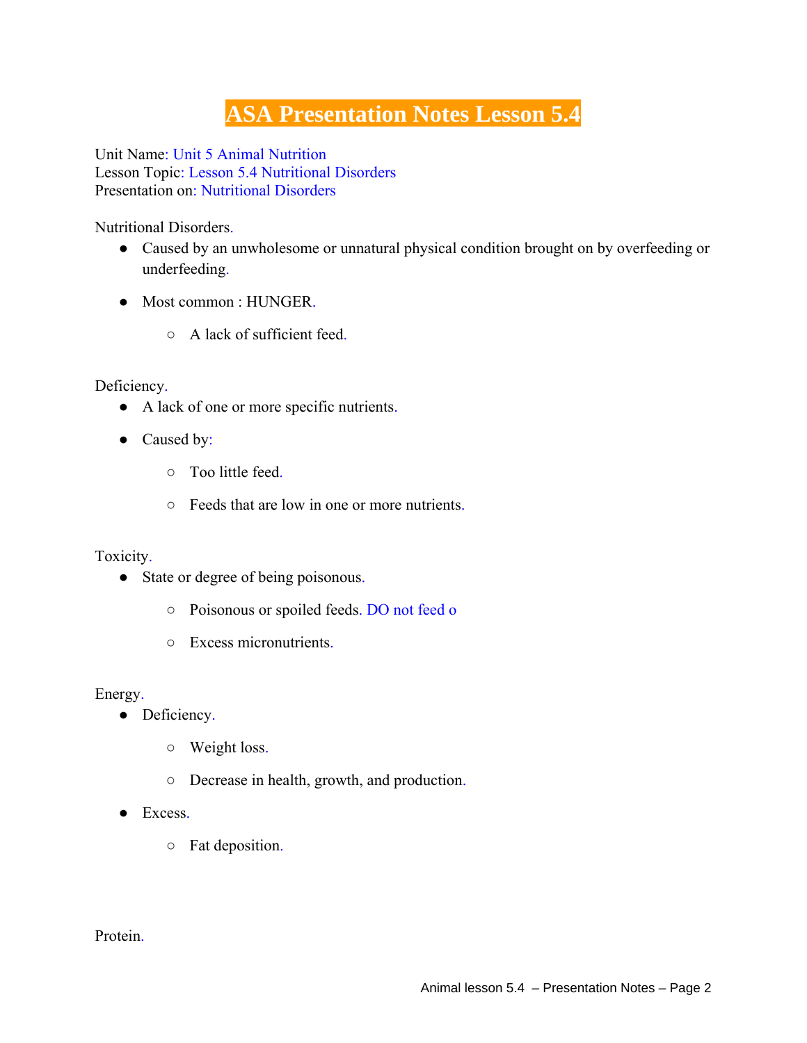# ASA Presentation Notes Lesson 5.4

Unit Name: Unit 5 Animal Nutrition
Lesson Topic: Lesson 5.4 Nutritional Disorders
Presentation on: Nutritional Disorders

Nutritional Disorders.

- Caused by an unwholesome or unnatural physical condition brought on by overfeeding or underfeeding.
- Most common : HUNGER.
    - A lack of sufficient feed.

Deficiency.

- A lack of one or more specific nutrients.
- Caused by:
    - Too little feed.
    - Feeds that are low in one or more nutrients.

Toxicity.

- State or degree of being poisonous.
    - Poisonous or spoiled feeds. DO not feed o
    - Excess micronutrients.

Energy.

- Deficiency.
    - Weight loss.
    - Decrease in health, growth, and production.
- Excess.
    - Fat deposition.

Protein.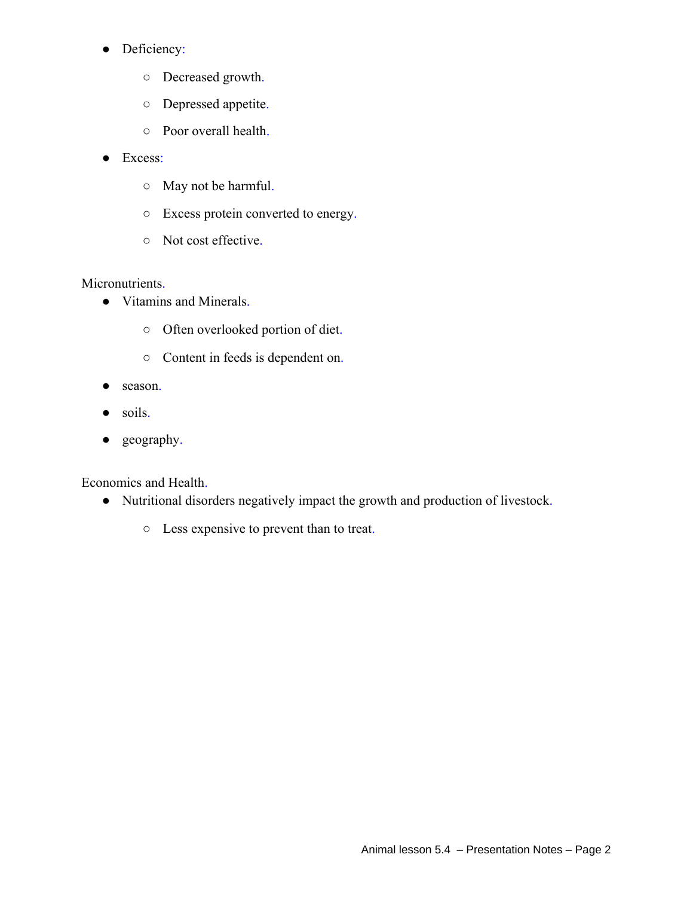- Deficiency:
  - Decreased growth.
  - Depressed appetite.
  - Poor overall health.
- Excess:
  - May not be harmful.
  - Excess protein converted to energy.
  - Not cost effective.

Micronutrients.

- Vitamins and Minerals.
  - Often overlooked portion of diet.
  - Content in feeds is dependent on.
- season.
- soils.
- geography.

Economics and Health.

- Nutritional disorders negatively impact the growth and production of livestock.
  - Less expensive to prevent than to treat.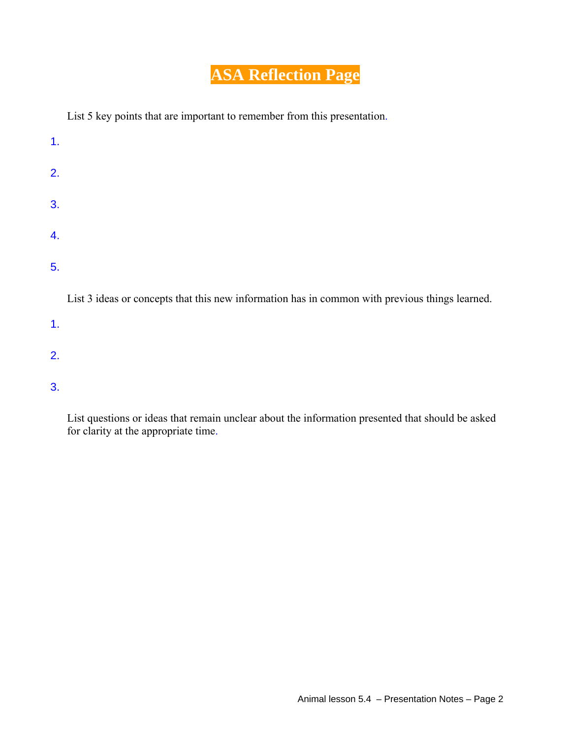# ASA Reflection Page

List 5 key points that are important to remember from this presentation.

1.

2.

3.

4.

5.

List 3 ideas or concepts that this new information has in common with previous things learned.

1.

2.

3.

List questions or ideas that remain unclear about the information presented that should be asked for clarity at the appropriate time.